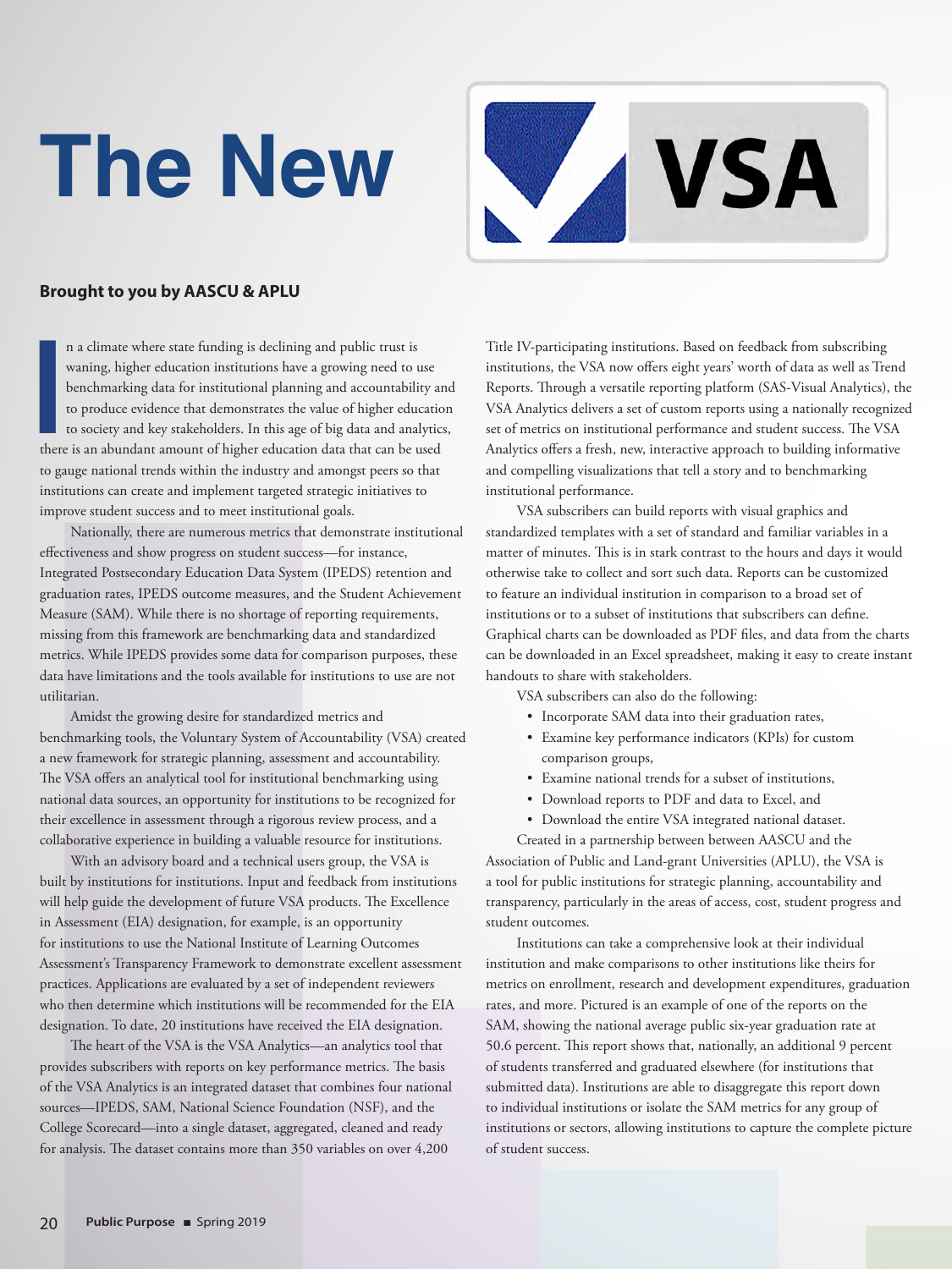# The New VSA

**Brought to you by AASCU & APLU**

In a climate where state funding is declining and public trust is waning, higher education institutions have a growing need to use benchmarking data for institutional planning and accountability and to produce evidence that demonstrates the value of higher education to society and key stakeholders. In this age of big data and analytics, there is an abundant amount of higher education data that can be used to gauge national trends within the industry and amongst peers so that institutions can create and implement targeted strategic initiatives to improve student success and to meet institutional goals.

Nationally, there are numerous metrics that demonstrate institutional effectiveness and show progress on student success—for instance, Integrated Postsecondary Education Data System (IPEDS) retention and graduation rates, IPEDS outcome measures, and the Student Achievement Measure (SAM). While there is no shortage of reporting requirements, missing from this framework are benchmarking data and standardized metrics. While IPEDS provides some data for comparison purposes, these data have limitations and the tools available for institutions to use are not utilitarian.

Amidst the growing desire for standardized metrics and benchmarking tools, the Voluntary System of Accountability (VSA) created a new framework for strategic planning, assessment and accountability. The VSA offers an analytical tool for institutional benchmarking using national data sources, an opportunity for institutions to be recognized for their excellence in assessment through a rigorous review process, and a collaborative experience in building a valuable resource for institutions.

With an advisory board and a technical users group, the VSA is built by institutions for institutions. Input and feedback from institutions will help guide the development of future VSA products. The Excellence in Assessment (EIA) designation, for example, is an opportunity for institutions to use the National Institute of Learning Outcomes Assessment's Transparency Framework to demonstrate excellent assessment practices. Applications are evaluated by a set of independent reviewers who then determine which institutions will be recommended for the EIA designation. To date, 20 institutions have received the EIA designation.

The heart of the VSA is the VSA Analytics—an analytics tool that provides subscribers with reports on key performance metrics. The basis of the VSA Analytics is an integrated dataset that combines four national sources—IPEDS, SAM, National Science Foundation (NSF), and the College Scorecard—into a single dataset, aggregated, cleaned and ready for analysis. The dataset contains more than 350 variables on over 4,200 Title IV-participating institutions. Based on feedback from subscribing institutions, the VSA now offers eight years' worth of data as well as Trend Reports. Through a versatile reporting platform (SAS-Visual Analytics), the VSA Analytics delivers a set of custom reports using a nationally recognized set of metrics on institutional performance and student success. The VSA Analytics offers a fresh, new, interactive approach to building informative and compelling visualizations that tell a story and to benchmarking institutional performance.

VSA subscribers can build reports with visual graphics and standardized templates with a set of standard and familiar variables in a matter of minutes. This is in stark contrast to the hours and days it would otherwise take to collect and sort such data. Reports can be customized to feature an individual institution in comparison to a broad set of institutions or to a subset of institutions that subscribers can define. Graphical charts can be downloaded as PDF files, and data from the charts can be downloaded in an Excel spreadsheet, making it easy to create instant handouts to share with stakeholders.

VSA subscribers can also do the following:

- Incorporate SAM data into their graduation rates,
- Examine key performance indicators (KPIs) for custom comparison groups,
- Examine national trends for a subset of institutions,
- Download reports to PDF and data to Excel, and
- Download the entire VSA integrated national dataset.

Created in a partnership between between AASCU and the Association of Public and Land-grant Universities (APLU), the VSA is a tool for public institutions for strategic planning, accountability and transparency, particularly in the areas of access, cost, student progress and student outcomes.

Institutions can take a comprehensive look at their individual institution and make comparisons to other institutions like theirs for metrics on enrollment, research and development expenditures, graduation rates, and more. Pictured is an example of one of the reports on the SAM, showing the national average public six-year graduation rate at 50.6 percent. This report shows that, nationally, an additional 9 percent of students transferred and graduated elsewhere (for institutions that submitted data). Institutions are able to disaggregate this report down to individual institutions or isolate the SAM metrics for any group of institutions or sectors, allowing institutions to capture the complete picture of student success.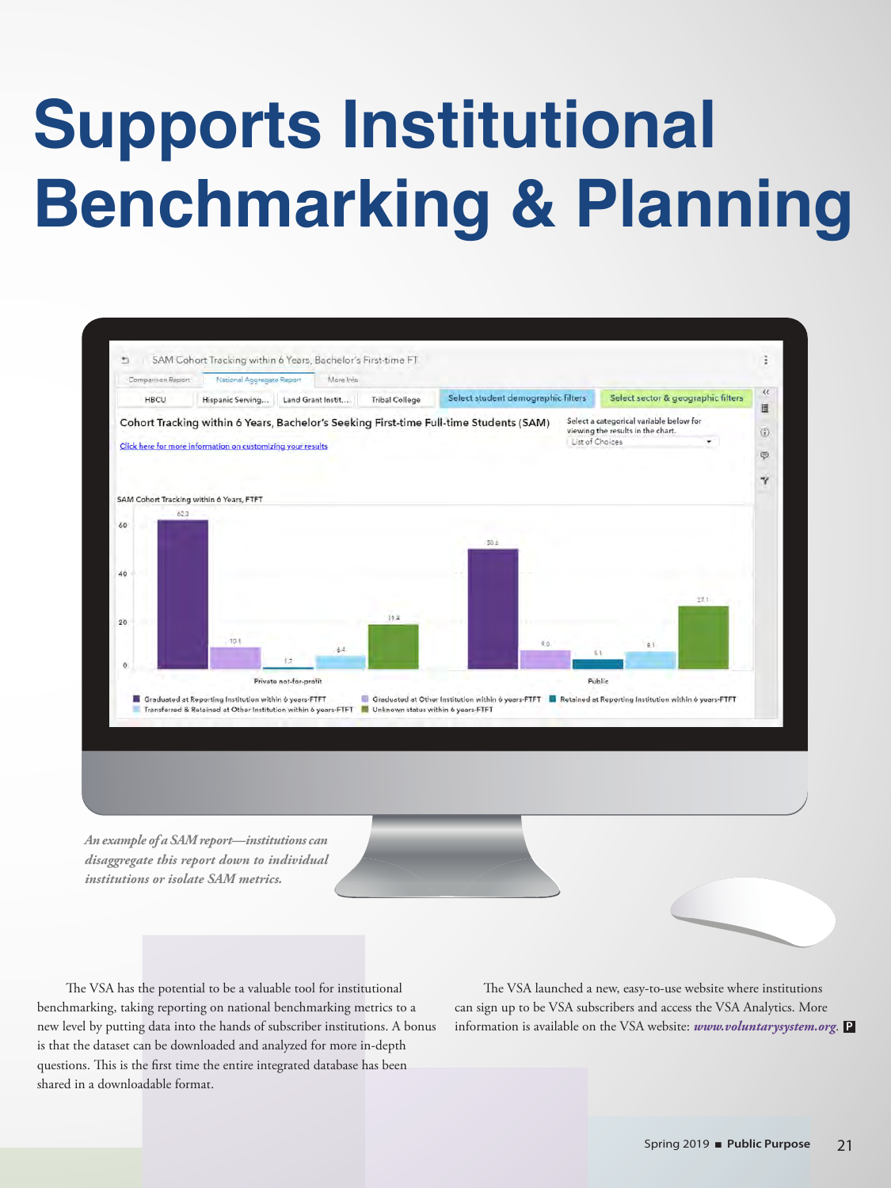# Supports Institutional Benchmarking & Planning

SAM Cohort Tracking within 6 Years, Bachelor's First-time FT

Comparison Report | National Aggregate Report | More Info

HBCU | Hispanic Serving... | Land Grant Instit... | Tribal College | Select student demographic filters | Select sector & geographic filters

Cohort Tracking within 6 Years, Bachelor's Seeking First-time Full-time Students (SAM)

Select a categorical variable below for viewing the results in the chart.

List of Choices

Click here for more information on customizing your results

SAM Cohort Tracking within 6 Years, FTFT

62.3
10.1
1.7
6.4
19.4
50.2
9.0
5.1
8.1
27.1

0
20
40
60

Private not-for-profit
Public

Graduated at Reporting Institution within 6 years-FTFT
Graduated at Other Institution within 6 years-FTFT
Retained at Reporting Institution within 6 years-FTFT
Transferred & Retained at Other Institution within 6 years-FTFT
Unknown status within 6 years-FTFT

*An example of a SAM report—institutions can disaggregate this report down to individual institutions or isolate SAM metrics.*

The VSA has the potential to be a valuable tool for institutional benchmarking, taking reporting on national benchmarking metrics to a new level by putting data into the hands of subscriber institutions. A bonus is that the dataset can be downloaded and analyzed for more in-depth questions. This is the first time the entire integrated database has been shared in a downloadable format.

The VSA launched a new, easy-to-use website where institutions can sign up to be VSA subscribers and access the VSA Analytics. More information is available on the VSA website: ***www.voluntarysystem.org***.